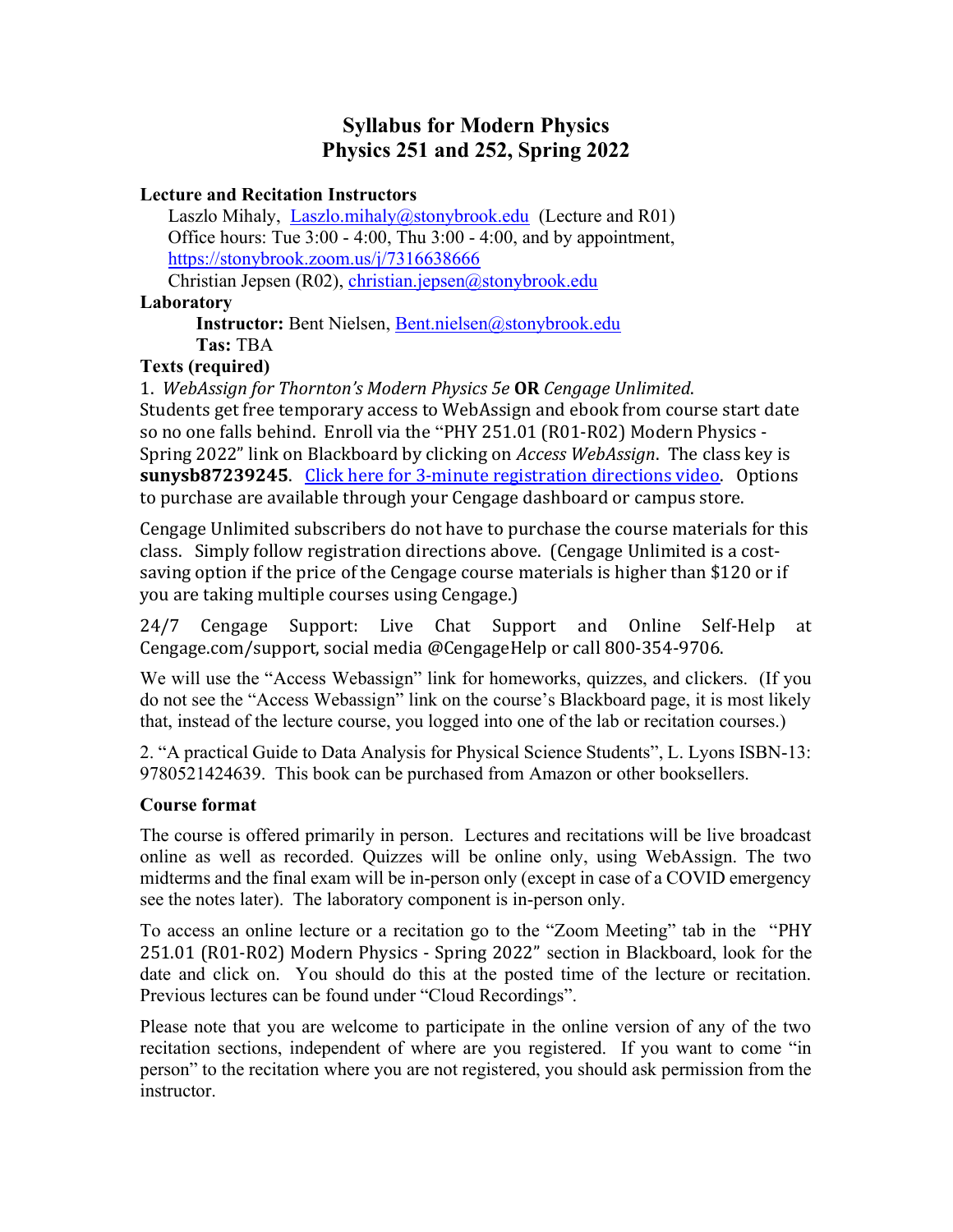# Syllabus for Modern Physics
# Physics 251 and 252, Spring 2022

### Lecture and Recitation Instructors

Laszlo Mihaly, Laszlo.mihaly@stonybrook.edu (Lecture and R01)
Office hours: Tue 3:00 - 4:00, Thu 3:00 - 4:00, and by appointment,
https://stonybrook.zoom.us/j/7316638666
Christian Jepsen (R02), christian.jepsen@stonybrook.edu

### Laboratory

**Instructor:** Bent Nielsen, Bent.nielsen@stonybrook.edu
**Tas:** TBA

### Texts (required)

1. *WebAssign for Thornton's Modern Physics 5e* **OR** *Cengage Unlimited*.
Students get free temporary access to WebAssign and ebook from course start date so no one falls behind. Enroll via the "PHY 251.01 (R01-R02) Modern Physics - Spring 2022" link on Blackboard by clicking on *Access WebAssign*. The class key is **sunysb87239245**. Click here for 3-minute registration directions video. Options to purchase are available through your Cengage dashboard or campus store.

Cengage Unlimited subscribers do not have to purchase the course materials for this class. Simply follow registration directions above. (Cengage Unlimited is a cost-saving option if the price of the Cengage course materials is higher than $120 or if you are taking multiple courses using Cengage.)

24/7 Cengage Support: Live Chat Support and Online Self-Help at Cengage.com/support, social media @CengageHelp or call 800-354-9706.

We will use the "Access Webassign" link for homeworks, quizzes, and clickers. (If you do not see the "Access Webassign" link on the course's Blackboard page, it is most likely that, instead of the lecture course, you logged into one of the lab or recitation courses.)

2. "A practical Guide to Data Analysis for Physical Science Students", L. Lyons ISBN-13: 9780521424639. This book can be purchased from Amazon or other booksellers.

### Course format

The course is offered primarily in person. Lectures and recitations will be live broadcast online as well as recorded. Quizzes will be online only, using WebAssign. The two midterms and the final exam will be in-person only (except in case of a COVID emergency see the notes later). The laboratory component is in-person only.

To access an online lecture or a recitation go to the "Zoom Meeting" tab in the "PHY 251.01 (R01-R02) Modern Physics - Spring 2022" section in Blackboard, look for the date and click on. You should do this at the posted time of the lecture or recitation. Previous lectures can be found under "Cloud Recordings".

Please note that you are welcome to participate in the online version of any of the two recitation sections, independent of where are you registered. If you want to come "in person" to the recitation where you are not registered, you should ask permission from the instructor.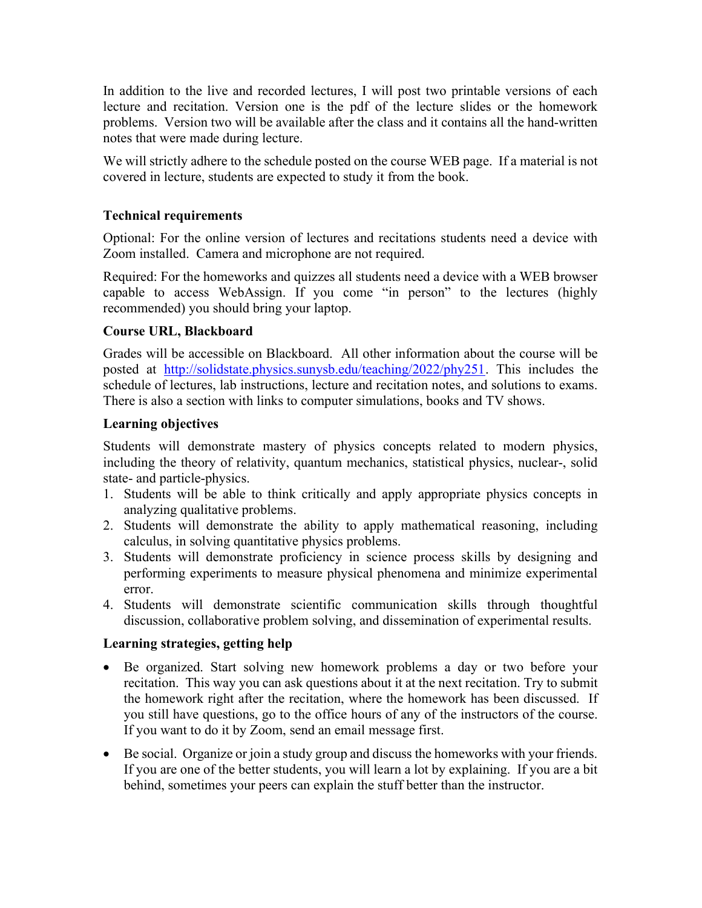In addition to the live and recorded lectures, I will post two printable versions of each lecture and recitation. Version one is the pdf of the lecture slides or the homework problems. Version two will be available after the class and it contains all the hand-written notes that were made during lecture.

We will strictly adhere to the schedule posted on the course WEB page. If a material is not covered in lecture, students are expected to study it from the book.

### Technical requirements

Optional: For the online version of lectures and recitations students need a device with Zoom installed. Camera and microphone are not required.

Required: For the homeworks and quizzes all students need a device with a WEB browser capable to access WebAssign. If you come "in person" to the lectures (highly recommended) you should bring your laptop.

### Course URL, Blackboard

Grades will be accessible on Blackboard. All other information about the course will be posted at [http://solidstate.physics.sunysb.edu/teaching/2022/phy251](http://solidstate.physics.sunysb.edu/teaching/2022/phy251). This includes the schedule of lectures, lab instructions, lecture and recitation notes, and solutions to exams. There is also a section with links to computer simulations, books and TV shows.

### Learning objectives

Students will demonstrate mastery of physics concepts related to modern physics, including the theory of relativity, quantum mechanics, statistical physics, nuclear-, solid state- and particle-physics.

1. Students will be able to think critically and apply appropriate physics concepts in analyzing qualitative problems.
2. Students will demonstrate the ability to apply mathematical reasoning, including calculus, in solving quantitative physics problems.
3. Students will demonstrate proficiency in science process skills by designing and performing experiments to measure physical phenomena and minimize experimental error.
4. Students will demonstrate scientific communication skills through thoughtful discussion, collaborative problem solving, and dissemination of experimental results.

### Learning strategies, getting help

- Be organized. Start solving new homework problems a day or two before your recitation. This way you can ask questions about it at the next recitation. Try to submit the homework right after the recitation, where the homework has been discussed. If you still have questions, go to the office hours of any of the instructors of the course. If you want to do it by Zoom, send an email message first.

- Be social. Organize or join a study group and discuss the homeworks with your friends. If you are one of the better students, you will learn a lot by explaining. If you are a bit behind, sometimes your peers can explain the stuff better than the instructor.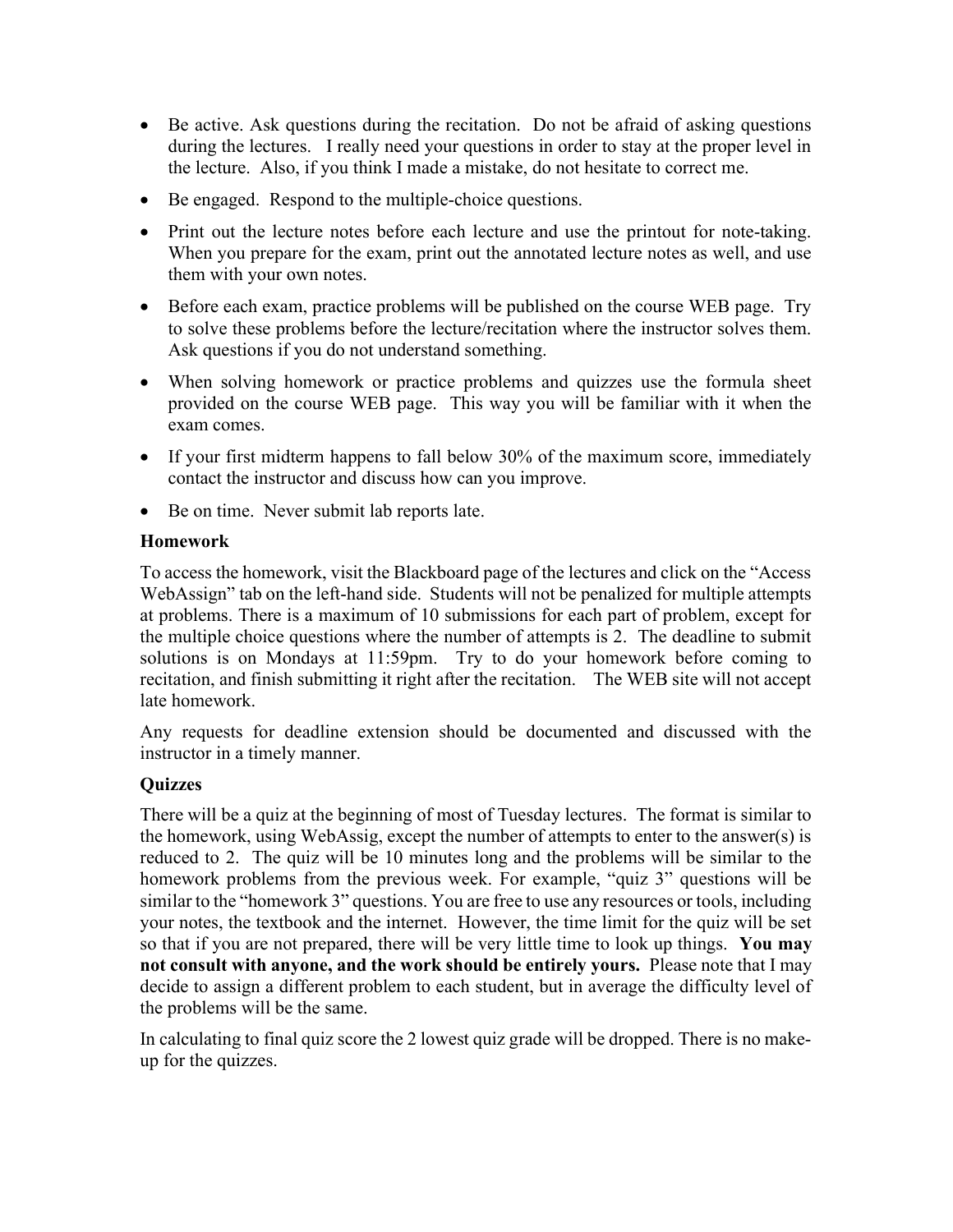- Be active. Ask questions during the recitation. Do not be afraid of asking questions during the lectures. I really need your questions in order to stay at the proper level in the lecture. Also, if you think I made a mistake, do not hesitate to correct me.
- Be engaged. Respond to the multiple-choice questions.
- Print out the lecture notes before each lecture and use the printout for note-taking. When you prepare for the exam, print out the annotated lecture notes as well, and use them with your own notes.
- Before each exam, practice problems will be published on the course WEB page. Try to solve these problems before the lecture/recitation where the instructor solves them. Ask questions if you do not understand something.
- When solving homework or practice problems and quizzes use the formula sheet provided on the course WEB page. This way you will be familiar with it when the exam comes.
- If your first midterm happens to fall below 30% of the maximum score, immediately contact the instructor and discuss how can you improve.
- Be on time. Never submit lab reports late.

### Homework

To access the homework, visit the Blackboard page of the lectures and click on the "Access WebAssign" tab on the left-hand side. Students will not be penalized for multiple attempts at problems. There is a maximum of 10 submissions for each part of problem, except for the multiple choice questions where the number of attempts is 2. The deadline to submit solutions is on Mondays at 11:59pm. Try to do your homework before coming to recitation, and finish submitting it right after the recitation. The WEB site will not accept late homework.

Any requests for deadline extension should be documented and discussed with the instructor in a timely manner.

### Quizzes

There will be a quiz at the beginning of most of Tuesday lectures. The format is similar to the homework, using WebAssig, except the number of attempts to enter to the answer(s) is reduced to 2. The quiz will be 10 minutes long and the problems will be similar to the homework problems from the previous week. For example, "quiz 3" questions will be similar to the "homework 3" questions. You are free to use any resources or tools, including your notes, the textbook and the internet. However, the time limit for the quiz will be set so that if you are not prepared, there will be very little time to look up things. **You may not consult with anyone, and the work should be entirely yours.** Please note that I may decide to assign a different problem to each student, but in average the difficulty level of the problems will be the same.

In calculating to final quiz score the 2 lowest quiz grade will be dropped. There is no make-up for the quizzes.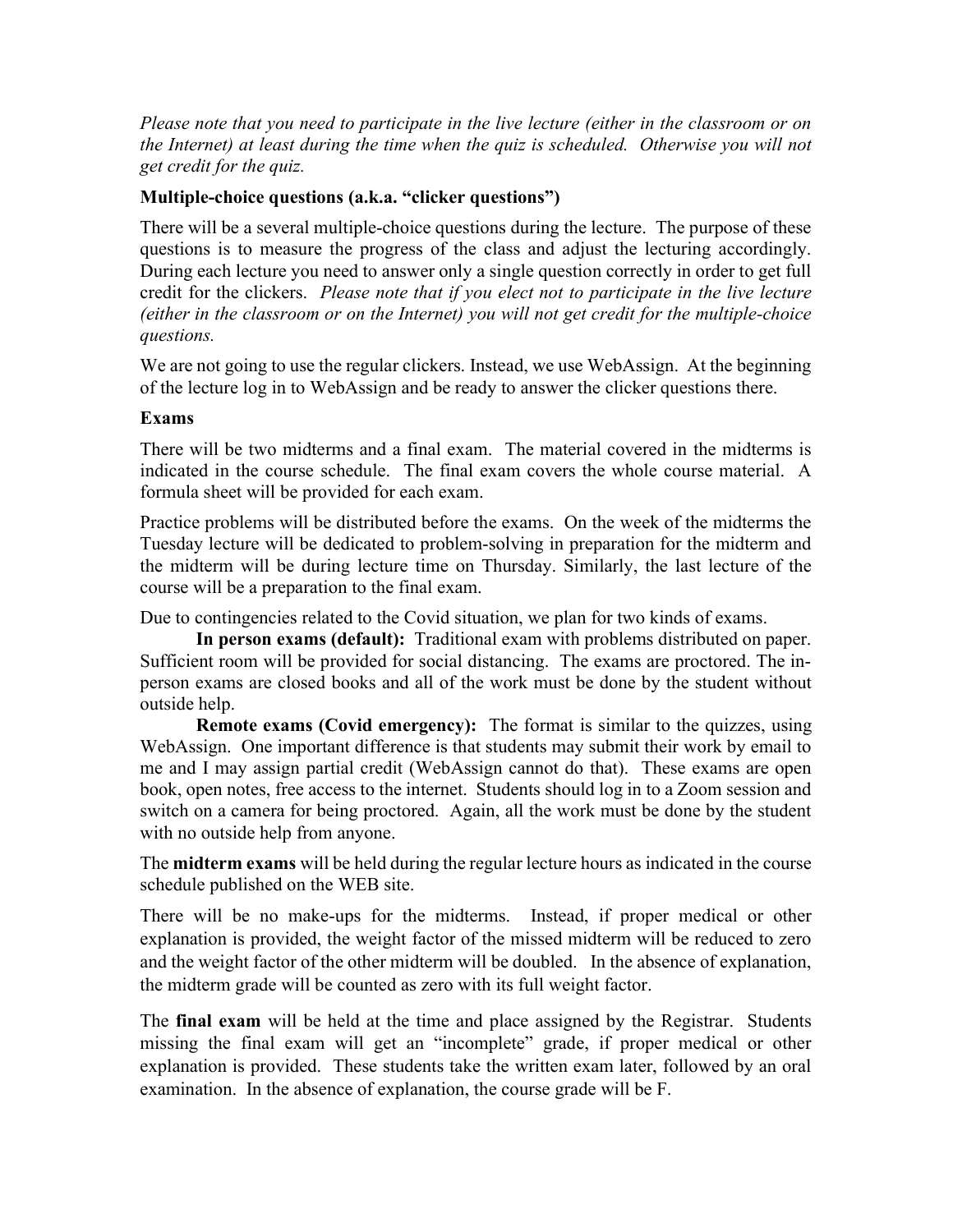*Please note that you need to participate in the live lecture (either in the classroom or on the Internet) at least during the time when the quiz is scheduled. Otherwise you will not get credit for the quiz.*

**Multiple-choice questions (a.k.a. "clicker questions")**

There will be a several multiple-choice questions during the lecture. The purpose of these questions is to measure the progress of the class and adjust the lecturing accordingly. During each lecture you need to answer only a single question correctly in order to get full credit for the clickers. *Please note that if you elect not to participate in the live lecture (either in the classroom or on the Internet) you will not get credit for the multiple-choice questions.*

We are not going to use the regular clickers. Instead, we use WebAssign. At the beginning of the lecture log in to WebAssign and be ready to answer the clicker questions there.

**Exams**

There will be two midterms and a final exam. The material covered in the midterms is indicated in the course schedule. The final exam covers the whole course material. A formula sheet will be provided for each exam.

Practice problems will be distributed before the exams. On the week of the midterms the Tuesday lecture will be dedicated to problem-solving in preparation for the midterm and the midterm will be during lecture time on Thursday. Similarly, the last lecture of the course will be a preparation to the final exam.

Due to contingencies related to the Covid situation, we plan for two kinds of exams.

**In person exams (default):** Traditional exam with problems distributed on paper. Sufficient room will be provided for social distancing. The exams are proctored. The in-person exams are closed books and all of the work must be done by the student without outside help.

**Remote exams (Covid emergency):** The format is similar to the quizzes, using WebAssign. One important difference is that students may submit their work by email to me and I may assign partial credit (WebAssign cannot do that). These exams are open book, open notes, free access to the internet. Students should log in to a Zoom session and switch on a camera for being proctored. Again, all the work must be done by the student with no outside help from anyone.

The **midterm exams** will be held during the regular lecture hours as indicated in the course schedule published on the WEB site.

There will be no make-ups for the midterms. Instead, if proper medical or other explanation is provided, the weight factor of the missed midterm will be reduced to zero and the weight factor of the other midterm will be doubled. In the absence of explanation, the midterm grade will be counted as zero with its full weight factor.

The **final exam** will be held at the time and place assigned by the Registrar. Students missing the final exam will get an "incomplete" grade, if proper medical or other explanation is provided. These students take the written exam later, followed by an oral examination. In the absence of explanation, the course grade will be F.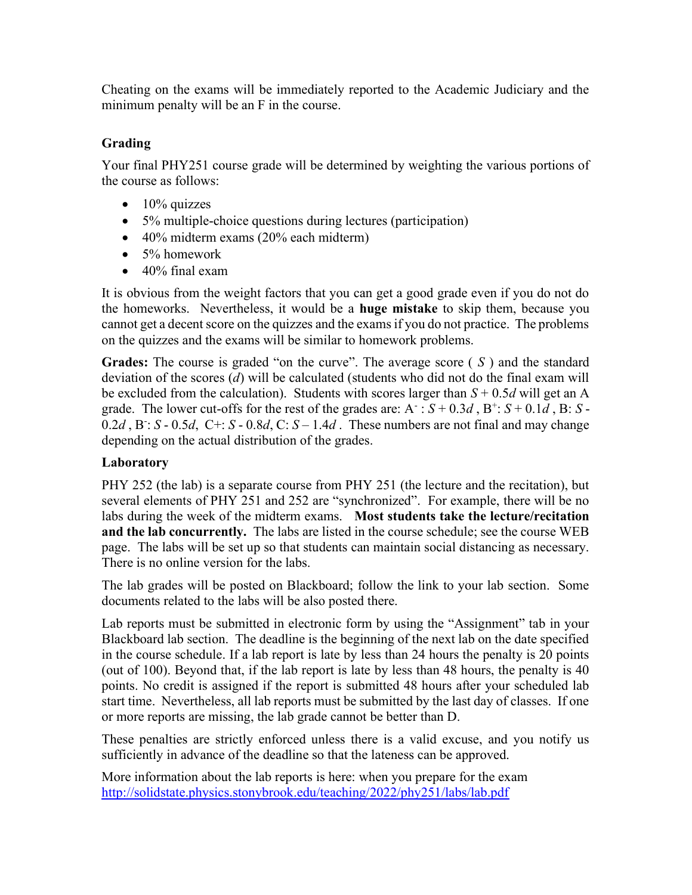Cheating on the exams will be immediately reported to the Academic Judiciary and the minimum penalty will be an F in the course.

### Grading

Your final PHY251 course grade will be determined by weighting the various portions of the course as follows:

- 10% quizzes
- 5% multiple-choice questions during lectures (participation)
- 40% midterm exams (20% each midterm)
- 5% homework
- 40% final exam

It is obvious from the weight factors that you can get a good grade even if you do not do the homeworks. Nevertheless, it would be a **huge mistake** to skip them, because you cannot get a decent score on the quizzes and the exams if you do not practice. The problems on the quizzes and the exams will be similar to homework problems.

**Grades:** The course is graded "on the curve". The average score ( $S$ ) and the standard deviation of the scores ($d$) will be calculated (students who did not do the final exam will be excluded from the calculation). Students with scores larger than $S + 0.5d$ will get an A grade. The lower cut-offs for the rest of the grades are: $A^-$ : $S + 0.3d$ , $B^+$: $S + 0.1d$ , B: $S - 0.2d$ , $B^-$: $S - 0.5d$, C+: $S - 0.8d$, C: $S - 1.4d$ . These numbers are not final and may change depending on the actual distribution of the grades.

### Laboratory

PHY 252 (the lab) is a separate course from PHY 251 (the lecture and the recitation), but several elements of PHY 251 and 252 are "synchronized". For example, there will be no labs during the week of the midterm exams. **Most students take the lecture/recitation and the lab concurrently.** The labs are listed in the course schedule; see the course WEB page. The labs will be set up so that students can maintain social distancing as necessary. There is no online version for the labs.

The lab grades will be posted on Blackboard; follow the link to your lab section. Some documents related to the labs will be also posted there.

Lab reports must be submitted in electronic form by using the "Assignment" tab in your Blackboard lab section. The deadline is the beginning of the next lab on the date specified in the course schedule. If a lab report is late by less than 24 hours the penalty is 20 points (out of 100). Beyond that, if the lab report is late by less than 48 hours, the penalty is 40 points. No credit is assigned if the report is submitted 48 hours after your scheduled lab start time. Nevertheless, all lab reports must be submitted by the last day of classes. If one or more reports are missing, the lab grade cannot be better than D.

These penalties are strictly enforced unless there is a valid excuse, and you notify us sufficiently in advance of the deadline so that the lateness can be approved.

More information about the lab reports is here: when you prepare for the exam
http://solidstate.physics.stonybrook.edu/teaching/2022/phy251/labs/lab.pdf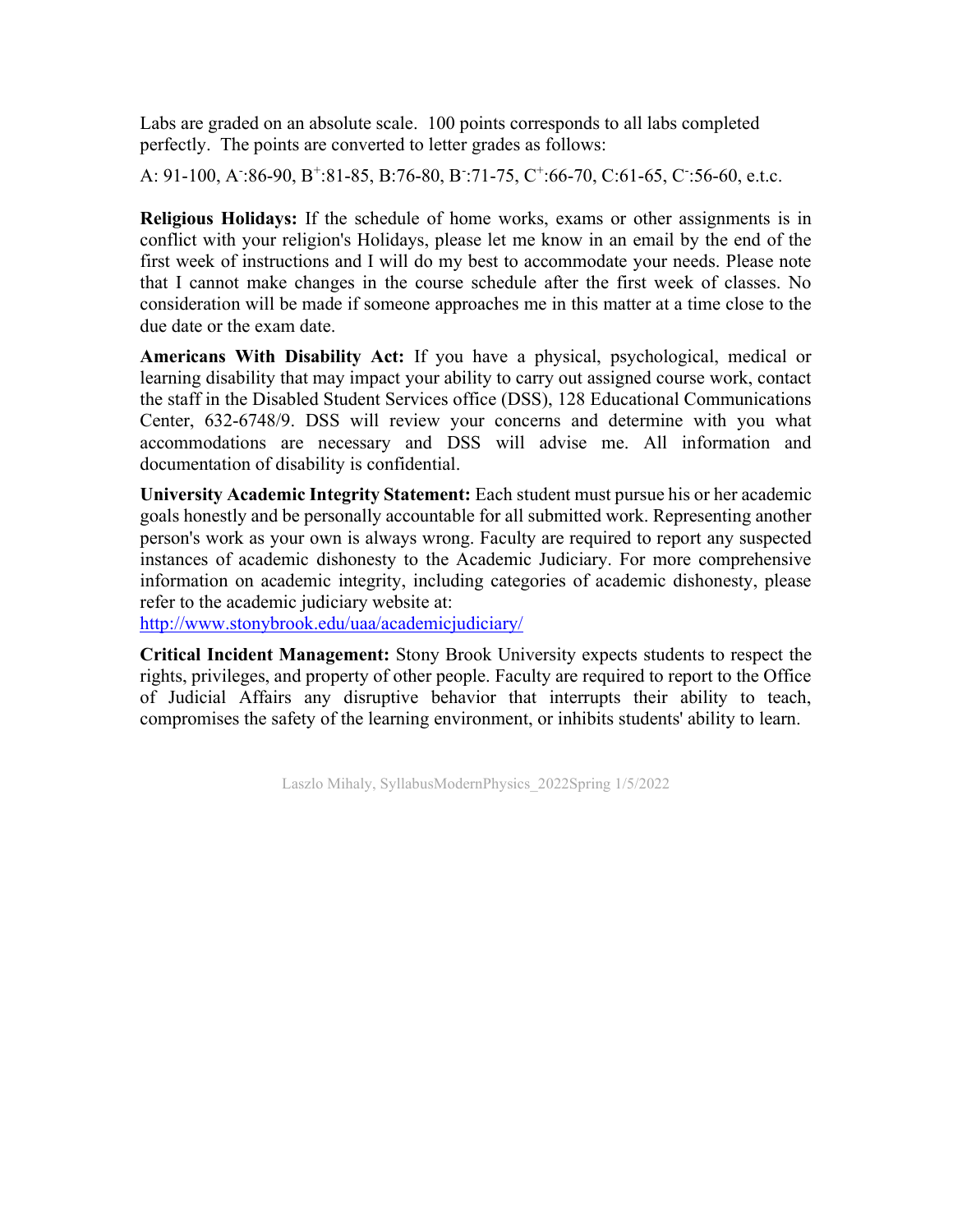Labs are graded on an absolute scale. 100 points corresponds to all labs completed perfectly. The points are converted to letter grades as follows:

A: 91-100, $A^-$:86-90, $B^+$:81-85, B:76-80, $B^-$:71-75, $C^+$:66-70, C:61-65, $C^-$:56-60, e.t.c.

**Religious Holidays:** If the schedule of home works, exams or other assignments is in conflict with your religion's Holidays, please let me know in an email by the end of the first week of instructions and I will do my best to accommodate your needs. Please note that I cannot make changes in the course schedule after the first week of classes. No consideration will be made if someone approaches me in this matter at a time close to the due date or the exam date.

**Americans With Disability Act:** If you have a physical, psychological, medical or learning disability that may impact your ability to carry out assigned course work, contact the staff in the Disabled Student Services office (DSS), 128 Educational Communications Center, 632-6748/9. DSS will review your concerns and determine with you what accommodations are necessary and DSS will advise me. All information and documentation of disability is confidential.

**University Academic Integrity Statement:** Each student must pursue his or her academic goals honestly and be personally accountable for all submitted work. Representing another person's work as your own is always wrong. Faculty are required to report any suspected instances of academic dishonesty to the Academic Judiciary. For more comprehensive information on academic integrity, including categories of academic dishonesty, please refer to the academic judiciary website at:
http://www.stonybrook.edu/uaa/academicjudiciary/

**Critical Incident Management:** Stony Brook University expects students to respect the rights, privileges, and property of other people. Faculty are required to report to the Office of Judicial Affairs any disruptive behavior that interrupts their ability to teach, compromises the safety of the learning environment, or inhibits students' ability to learn.